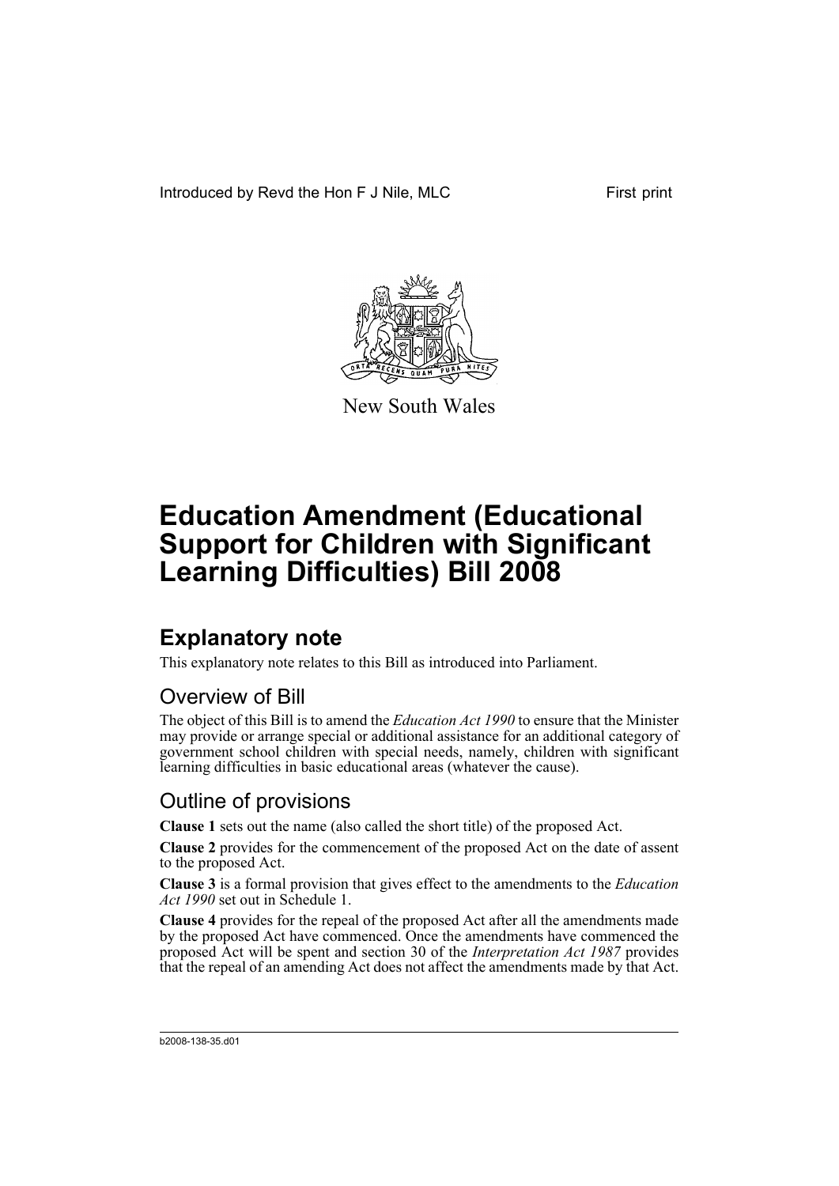Introduced by Revd the Hon F J Nile, MLC First print

New South Wales

# Education Amendment (Educational Support for Children with Significant Learning Difficulties) Bill 2008

## Explanatory note

This explanatory note relates to this Bill as introduced into Parliament.

### Overview of Bill

The object of this Bill is to amend the *Education Act 1990* to ensure that the Minister may provide or arrange special or additional assistance for an additional category of government school children with special needs, namely, children with significant learning difficulties in basic educational areas (whatever the cause).

### Outline of provisions

**Clause 1** sets out the name (also called the short title) of the proposed Act.

**Clause 2** provides for the commencement of the proposed Act on the date of assent to the proposed Act.

**Clause 3** is a formal provision that gives effect to the amendments to the *Education Act 1990* set out in Schedule 1.

**Clause 4** provides for the repeal of the proposed Act after all the amendments made by the proposed Act have commenced. Once the amendments have commenced the proposed Act will be spent and section 30 of the *Interpretation Act 1987* provides that the repeal of an amending Act does not affect the amendments made by that Act.

b2008-138-35.d01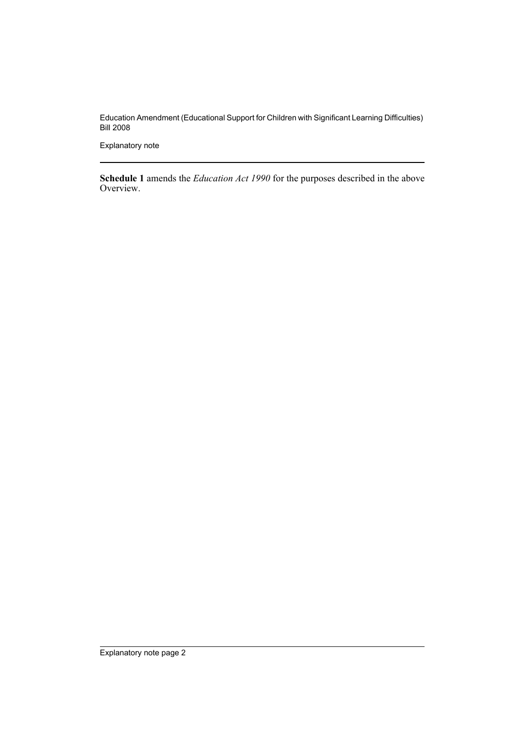**Schedule 1** amends the *Education Act 1990* for the purposes described in the above Overview.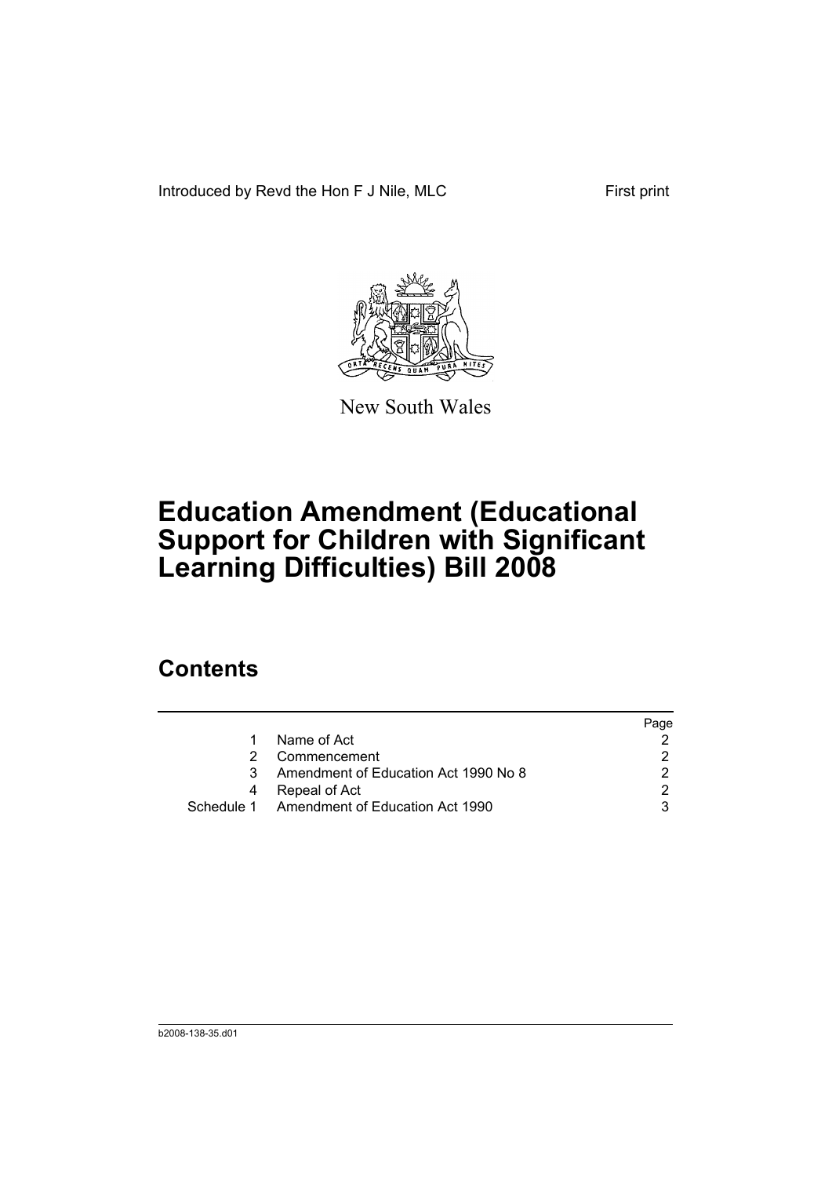Introduced by Revd the Hon F J Nile, MLC First print

New South Wales

# Education Amendment (Educational Support for Children with Significant Learning Difficulties) Bill 2008

## Contents

| | | Page |
|---|---|---|
| 1 | Name of Act | 2 |
| 2 | Commencement | 2 |
| 3 | Amendment of Education Act 1990 No 8 | 2 |
| 4 | Repeal of Act | 2 |
| Schedule 1 | Amendment of Education Act 1990 | 3 |

b2008-138-35.d01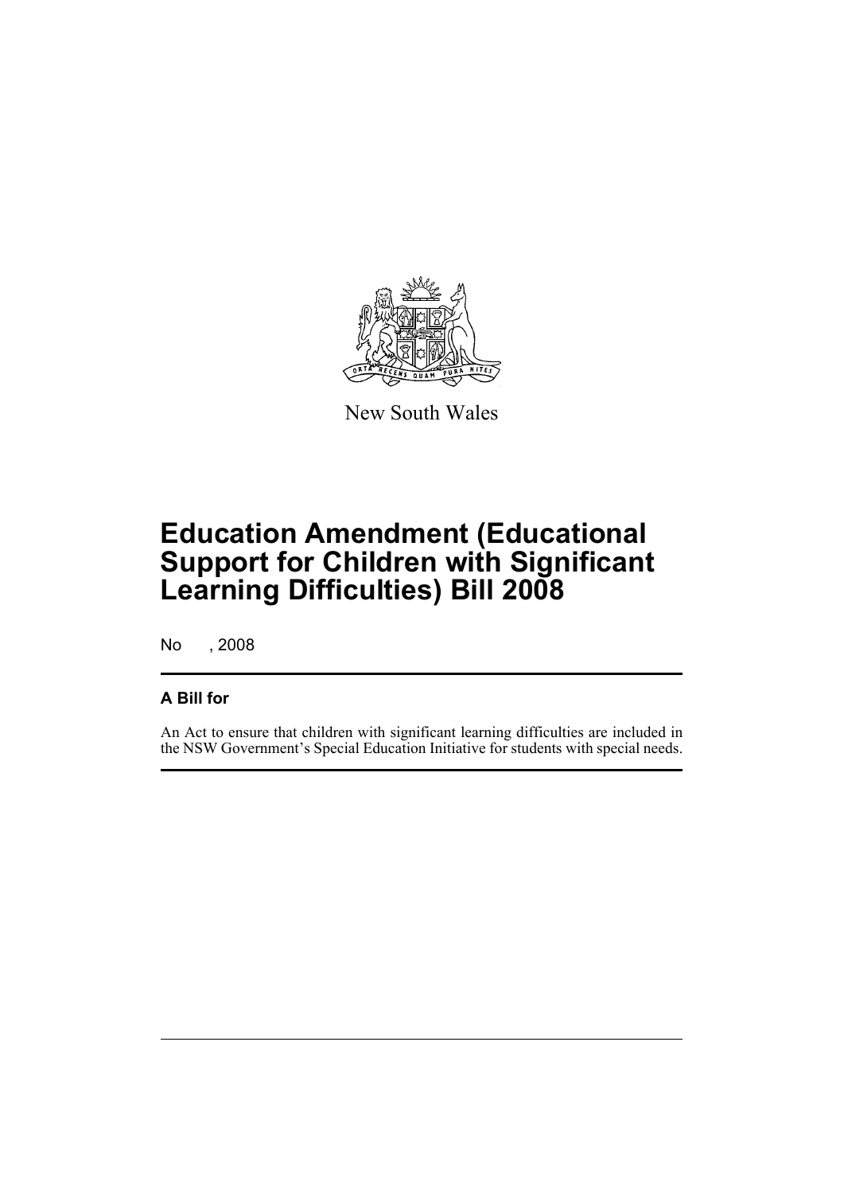New South Wales

# Education Amendment (Educational Support for Children with Significant Learning Difficulties) Bill 2008

No , 2008

## A Bill for

An Act to ensure that children with significant learning difficulties are included in the NSW Government's Special Education Initiative for students with special needs.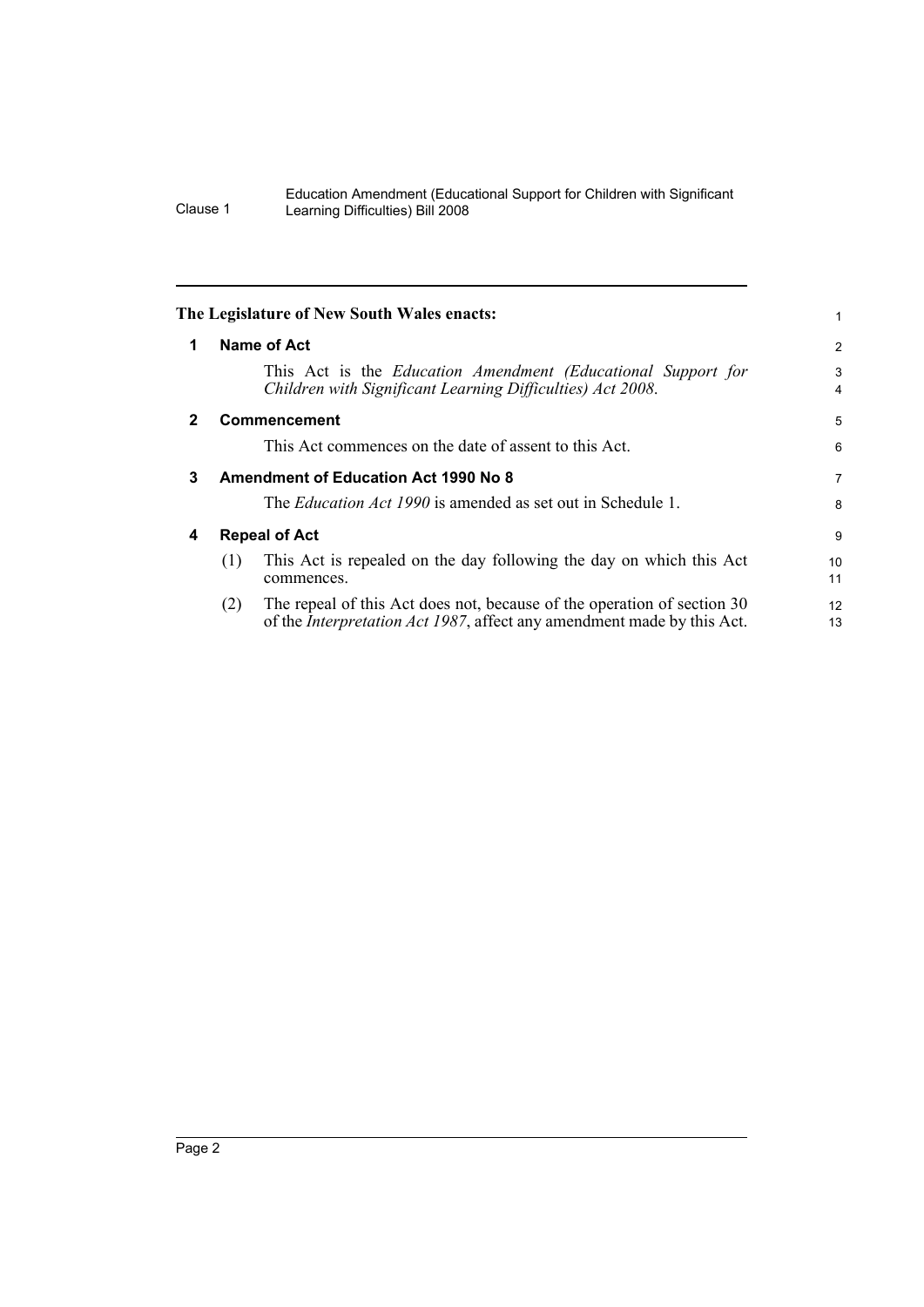**The Legislature of New South Wales enacts:**

## 1 Name of Act

This Act is the *Education Amendment (Educational Support for Children with Significant Learning Difficulties) Act 2008*.

## 2 Commencement

This Act commences on the date of assent to this Act.

## 3 Amendment of Education Act 1990 No 8

The *Education Act 1990* is amended as set out in Schedule 1.

## 4 Repeal of Act

(1) This Act is repealed on the day following the day on which this Act commences.

(2) The repeal of this Act does not, because of the operation of section 30 of the *Interpretation Act 1987*, affect any amendment made by this Act.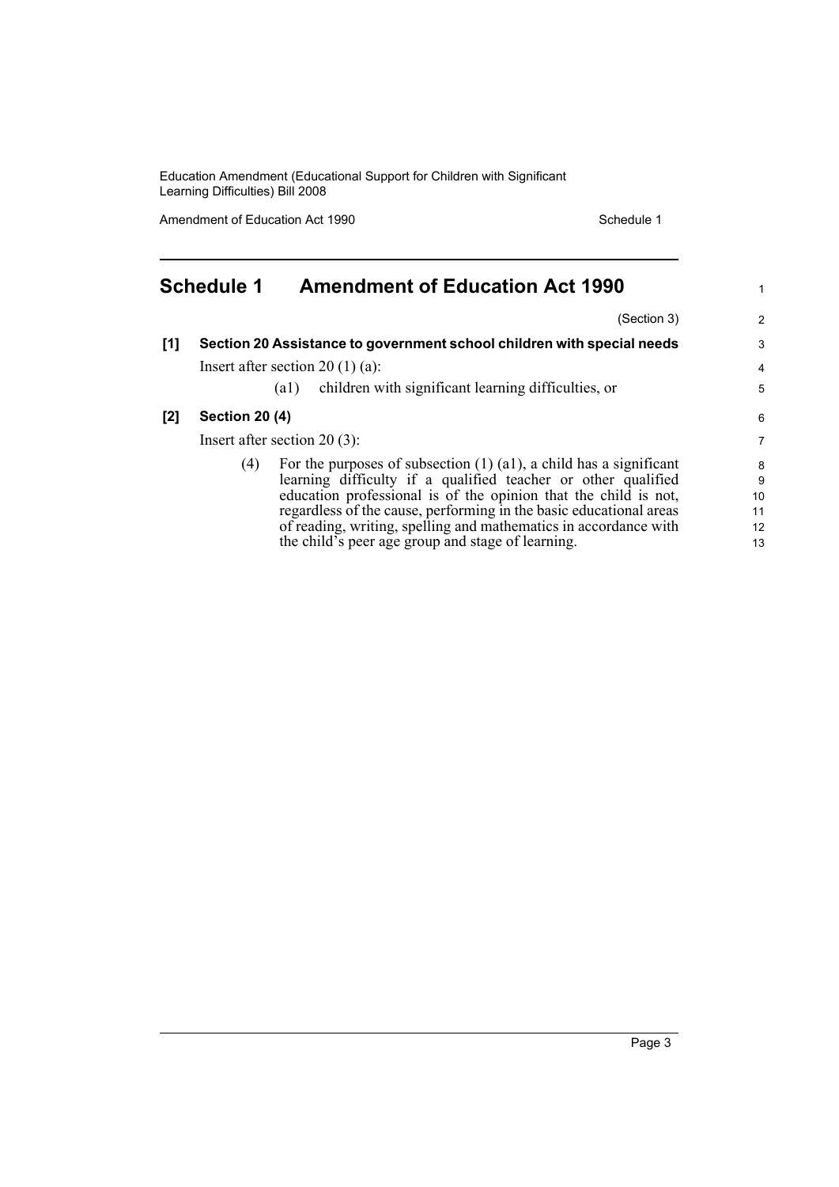## Schedule 1 Amendment of Education Act 1990

(Section 3)

**[1] Section 20 Assistance to government school children with special needs**

Insert after section 20 (1) (a):

(a1) children with significant learning difficulties, or

**[2] Section 20 (4)**

Insert after section 20 (3):

(4) For the purposes of subsection (1) (a1), a child has a significant learning difficulty if a qualified teacher or other qualified education professional is of the opinion that the child is not, regardless of the cause, performing in the basic educational areas of reading, writing, spelling and mathematics in accordance with the child's peer age group and stage of learning.